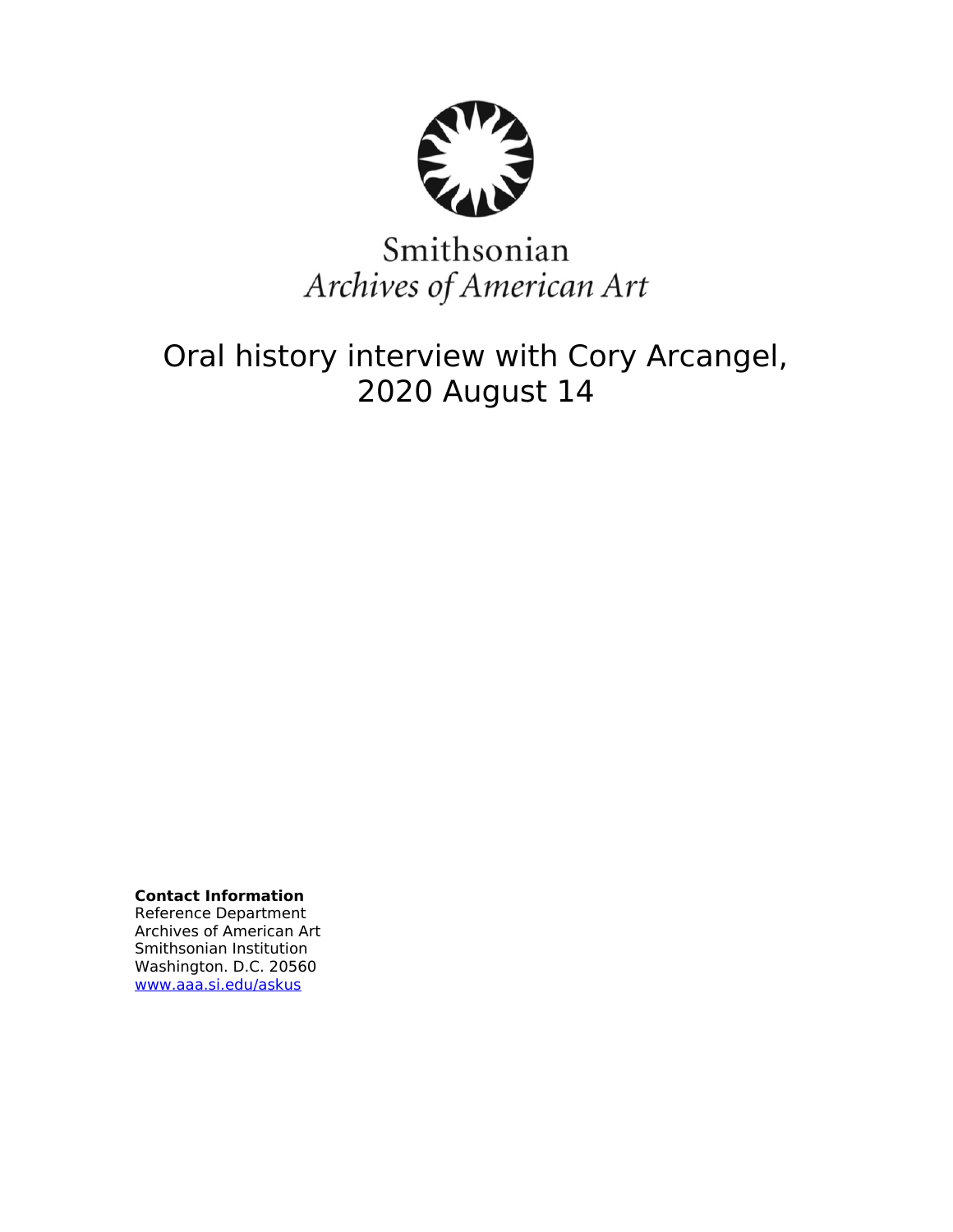Smithsonian
*Archives of American Art*

# Oral history interview with Cory Arcangel, 2020 August 14

**Contact Information**
Reference Department
Archives of American Art
Smithsonian Institution
Washington. D.C. 20560
www.aaa.si.edu/askus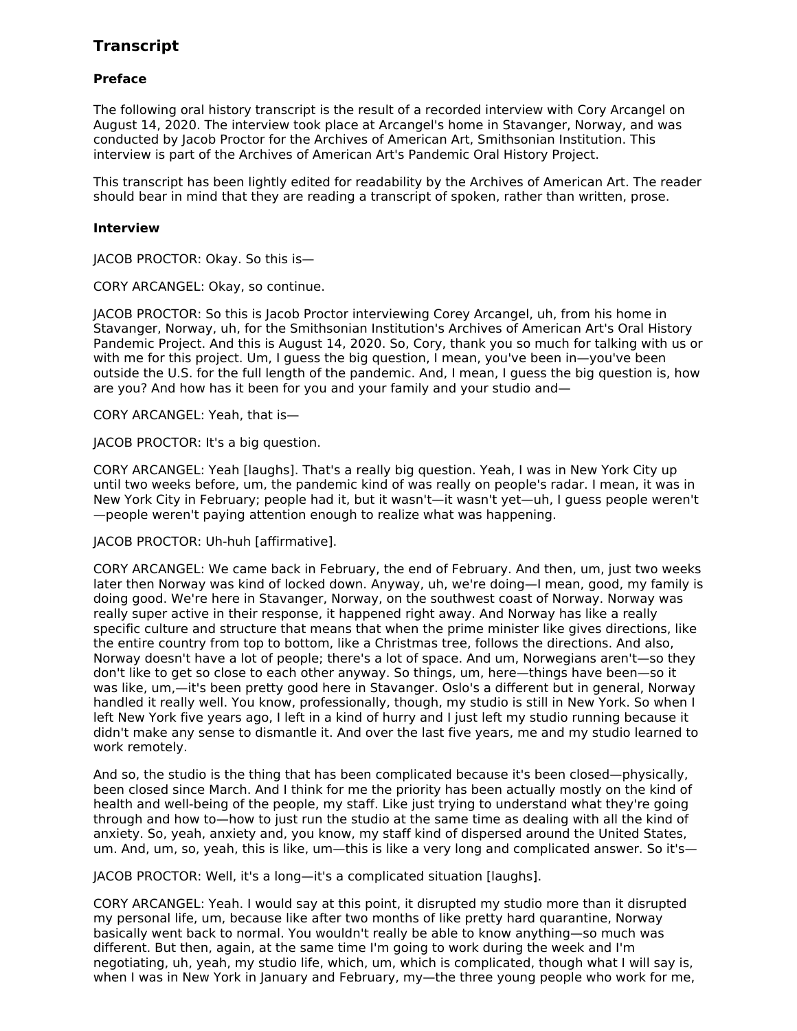## Transcript

### Preface

The following oral history transcript is the result of a recorded interview with Cory Arcangel on August 14, 2020. The interview took place at Arcangel's home in Stavanger, Norway, and was conducted by Jacob Proctor for the Archives of American Art, Smithsonian Institution. This interview is part of the Archives of American Art's Pandemic Oral History Project.

This transcript has been lightly edited for readability by the Archives of American Art. The reader should bear in mind that they are reading a transcript of spoken, rather than written, prose.

### Interview

JACOB PROCTOR: Okay. So this is—

CORY ARCANGEL: Okay, so continue.

JACOB PROCTOR: So this is Jacob Proctor interviewing Corey Arcangel, uh, from his home in Stavanger, Norway, uh, for the Smithsonian Institution's Archives of American Art's Oral History Pandemic Project. And this is August 14, 2020. So, Cory, thank you so much for talking with us or with me for this project. Um, I guess the big question, I mean, you've been in—you've been outside the U.S. for the full length of the pandemic. And, I mean, I guess the big question is, how are you? And how has it been for you and your family and your studio and—

CORY ARCANGEL: Yeah, that is—

JACOB PROCTOR: It's a big question.

CORY ARCANGEL: Yeah [laughs]. That's a really big question. Yeah, I was in New York City up until two weeks before, um, the pandemic kind of was really on people's radar. I mean, it was in New York City in February; people had it, but it wasn't—it wasn't yet—uh, I guess people weren't—people weren't paying attention enough to realize what was happening.

JACOB PROCTOR: Uh-huh [affirmative].

CORY ARCANGEL: We came back in February, the end of February. And then, um, just two weeks later then Norway was kind of locked down. Anyway, uh, we're doing—I mean, good, my family is doing good. We're here in Stavanger, Norway, on the southwest coast of Norway. Norway was really super active in their response, it happened right away. And Norway has like a really specific culture and structure that means that when the prime minister like gives directions, like the entire country from top to bottom, like a Christmas tree, follows the directions. And also, Norway doesn't have a lot of people; there's a lot of space. And um, Norwegians aren't—so they don't like to get so close to each other anyway. So things, um, here—things have been—so it was like, um,—it's been pretty good here in Stavanger. Oslo's a different but in general, Norway handled it really well. You know, professionally, though, my studio is still in New York. So when I left New York five years ago, I left in a kind of hurry and I just left my studio running because it didn't make any sense to dismantle it. And over the last five years, me and my studio learned to work remotely.

And so, the studio is the thing that has been complicated because it's been closed—physically, been closed since March. And I think for me the priority has been actually mostly on the kind of health and well-being of the people, my staff. Like just trying to understand what they're going through and how to—how to just run the studio at the same time as dealing with all the kind of anxiety. So, yeah, anxiety and, you know, my staff kind of dispersed around the United States, um. And, um, so, yeah, this is like, um—this is like a very long and complicated answer. So it's—

JACOB PROCTOR: Well, it's a long—it's a complicated situation [laughs].

CORY ARCANGEL: Yeah. I would say at this point, it disrupted my studio more than it disrupted my personal life, um, because like after two months of like pretty hard quarantine, Norway basically went back to normal. You wouldn't really be able to know anything—so much was different. But then, again, at the same time I'm going to work during the week and I'm negotiating, uh, yeah, my studio life, which, um, which is complicated, though what I will say is, when I was in New York in January and February, my—the three young people who work for me,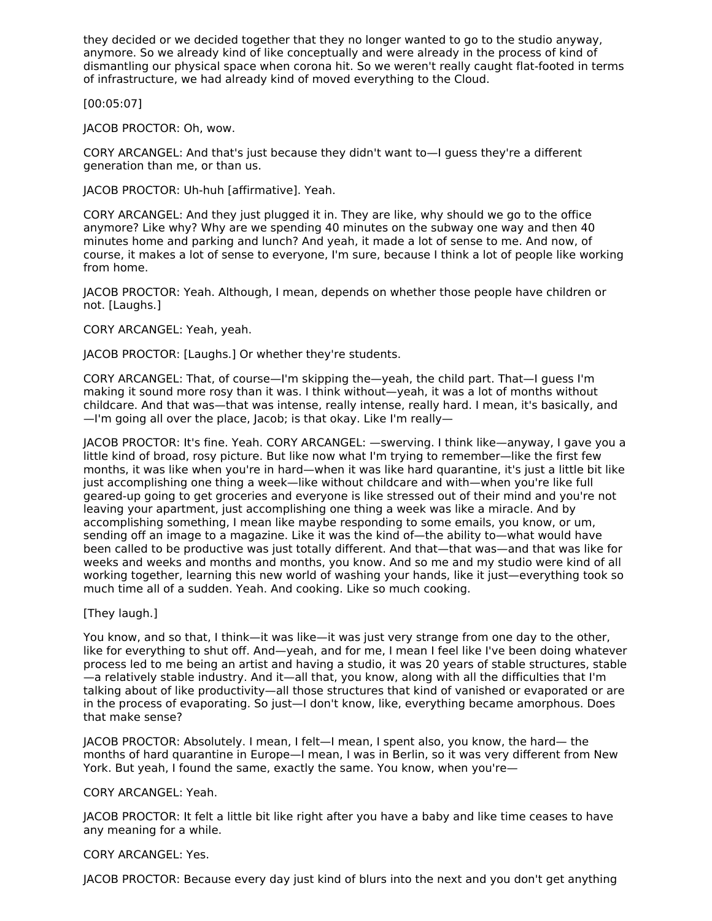they decided or we decided together that they no longer wanted to go to the studio anyway, anymore. So we already kind of like conceptually and were already in the process of kind of dismantling our physical space when corona hit. So we weren't really caught flat-footed in terms of infrastructure, we had already kind of moved everything to the Cloud.

[00:05:07]

JACOB PROCTOR: Oh, wow.

CORY ARCANGEL: And that's just because they didn't want to—I guess they're a different generation than me, or than us.

JACOB PROCTOR: Uh-huh [affirmative]. Yeah.

CORY ARCANGEL: And they just plugged it in. They are like, why should we go to the office anymore? Like why? Why are we spending 40 minutes on the subway one way and then 40 minutes home and parking and lunch? And yeah, it made a lot of sense to me. And now, of course, it makes a lot of sense to everyone, I'm sure, because I think a lot of people like working from home.

JACOB PROCTOR: Yeah. Although, I mean, depends on whether those people have children or not. [Laughs.]

CORY ARCANGEL: Yeah, yeah.

JACOB PROCTOR: [Laughs.] Or whether they're students.

CORY ARCANGEL: That, of course—I'm skipping the—yeah, the child part. That—I guess I'm making it sound more rosy than it was. I think without—yeah, it was a lot of months without childcare. And that was—that was intense, really intense, really hard. I mean, it's basically, and —I'm going all over the place, Jacob; is that okay. Like I'm really—

JACOB PROCTOR: It's fine. Yeah. CORY ARCANGEL: —swerving. I think like—anyway, I gave you a little kind of broad, rosy picture. But like now what I'm trying to remember—like the first few months, it was like when you're in hard—when it was like hard quarantine, it's just a little bit like just accomplishing one thing a week—like without childcare and with—when you're like full geared-up going to get groceries and everyone is like stressed out of their mind and you're not leaving your apartment, just accomplishing one thing a week was like a miracle. And by accomplishing something, I mean like maybe responding to some emails, you know, or um, sending off an image to a magazine. Like it was the kind of—the ability to—what would have been called to be productive was just totally different. And that—that was—and that was like for weeks and weeks and months and months, you know. And so me and my studio were kind of all working together, learning this new world of washing your hands, like it just—everything took so much time all of a sudden. Yeah. And cooking. Like so much cooking.

[They laugh.]

You know, and so that, I think—it was like—it was just very strange from one day to the other, like for everything to shut off. And—yeah, and for me, I mean I feel like I've been doing whatever process led to me being an artist and having a studio, it was 20 years of stable structures, stable —a relatively stable industry. And it—all that, you know, along with all the difficulties that I'm talking about of like productivity—all those structures that kind of vanished or evaporated or are in the process of evaporating. So just—I don't know, like, everything became amorphous. Does that make sense?

JACOB PROCTOR: Absolutely. I mean, I felt—I mean, I spent also, you know, the hard— the months of hard quarantine in Europe—I mean, I was in Berlin, so it was very different from New York. But yeah, I found the same, exactly the same. You know, when you're—

CORY ARCANGEL: Yeah.

JACOB PROCTOR: It felt a little bit like right after you have a baby and like time ceases to have any meaning for a while.

CORY ARCANGEL: Yes.

JACOB PROCTOR: Because every day just kind of blurs into the next and you don't get anything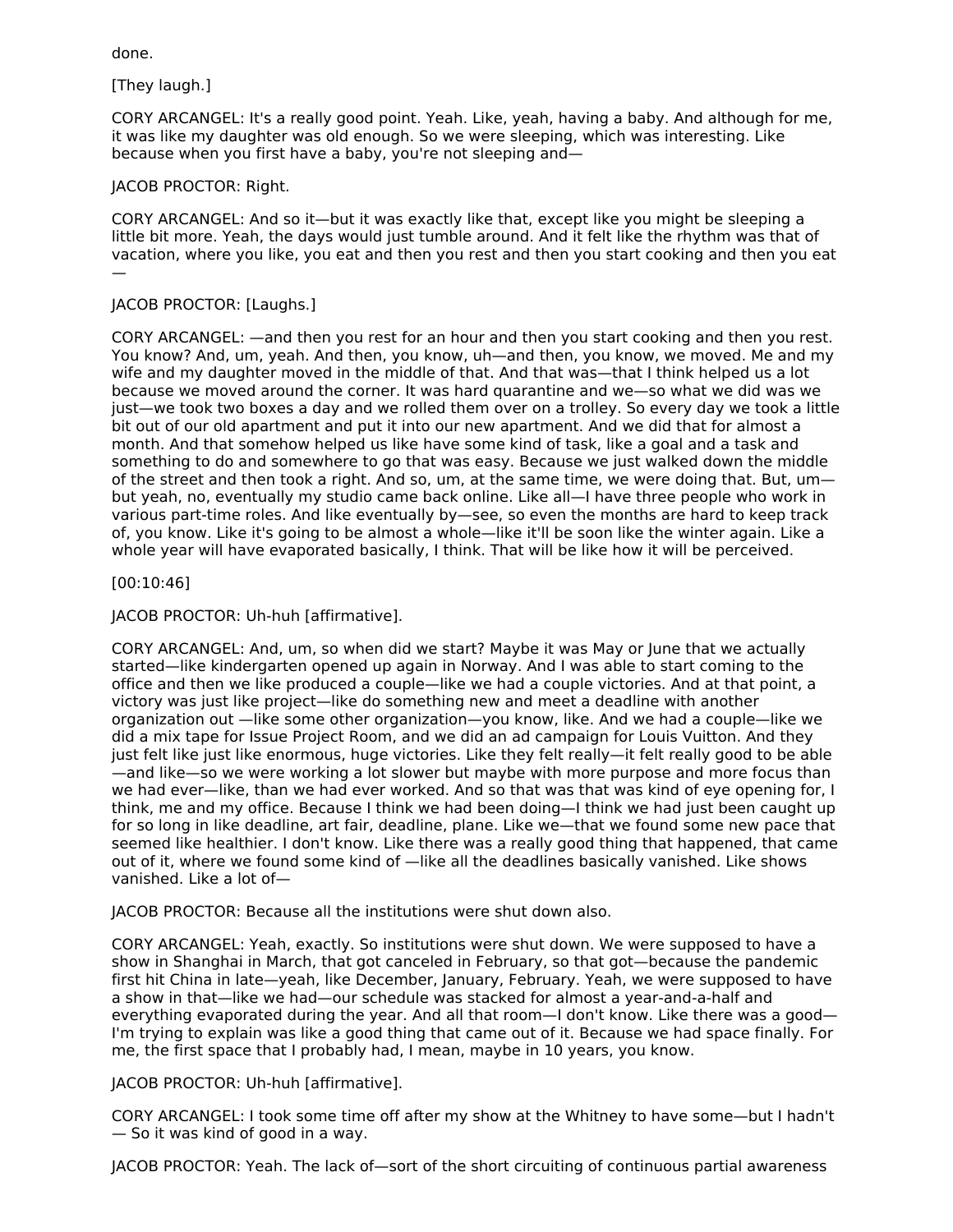done.

[They laugh.]

CORY ARCANGEL: It's a really good point. Yeah. Like, yeah, having a baby. And although for me, it was like my daughter was old enough. So we were sleeping, which was interesting. Like because when you first have a baby, you're not sleeping and—

JACOB PROCTOR: Right.

CORY ARCANGEL: And so it—but it was exactly like that, except like you might be sleeping a little bit more. Yeah, the days would just tumble around. And it felt like the rhythm was that of vacation, where you like, you eat and then you rest and then you start cooking and then you eat —

JACOB PROCTOR: [Laughs.]

CORY ARCANGEL: —and then you rest for an hour and then you start cooking and then you rest. You know? And, um, yeah. And then, you know, uh—and then, you know, we moved. Me and my wife and my daughter moved in the middle of that. And that was—that I think helped us a lot because we moved around the corner. It was hard quarantine and we—so what we did was we just—we took two boxes a day and we rolled them over on a trolley. So every day we took a little bit out of our old apartment and put it into our new apartment. And we did that for almost a month. And that somehow helped us like have some kind of task, like a goal and a task and something to do and somewhere to go that was easy. Because we just walked down the middle of the street and then took a right. And so, um, at the same time, we were doing that. But, um—but yeah, no, eventually my studio came back online. Like all—I have three people who work in various part-time roles. And like eventually by—see, so even the months are hard to keep track of, you know. Like it's going to be almost a whole—like it'll be soon like the winter again. Like a whole year will have evaporated basically, I think. That will be like how it will be perceived.

[00:10:46]

JACOB PROCTOR: Uh-huh [affirmative].

CORY ARCANGEL: And, um, so when did we start? Maybe it was May or June that we actually started—like kindergarten opened up again in Norway. And I was able to start coming to the office and then we like produced a couple—like we had a couple victories. And at that point, a victory was just like project—like do something new and meet a deadline with another organization out —like some other organization—you know, like. And we had a couple—like we did a mix tape for Issue Project Room, and we did an ad campaign for Louis Vuitton. And they just felt like just like enormous, huge victories. Like they felt really—it felt really good to be able —and like—so we were working a lot slower but maybe with more purpose and more focus than we had ever—like, than we had ever worked. And so that was that was kind of eye opening for, I think, me and my office. Because I think we had been doing—I think we had just been caught up for so long in like deadline, art fair, deadline, plane. Like we—that we found some new pace that seemed like healthier. I don't know. Like there was a really good thing that happened, that came out of it, where we found some kind of —like all the deadlines basically vanished. Like shows vanished. Like a lot of—

JACOB PROCTOR: Because all the institutions were shut down also.

CORY ARCANGEL: Yeah, exactly. So institutions were shut down. We were supposed to have a show in Shanghai in March, that got canceled in February, so that got—because the pandemic first hit China in late—yeah, like December, January, February. Yeah, we were supposed to have a show in that—like we had—our schedule was stacked for almost a year-and-a-half and everything evaporated during the year. And all that room—I don't know. Like there was a good—I'm trying to explain was like a good thing that came out of it. Because we had space finally. For me, the first space that I probably had, I mean, maybe in 10 years, you know.

JACOB PROCTOR: Uh-huh [affirmative].

CORY ARCANGEL: I took some time off after my show at the Whitney to have some—but I hadn't — So it was kind of good in a way.

JACOB PROCTOR: Yeah. The lack of—sort of the short circuiting of continuous partial awareness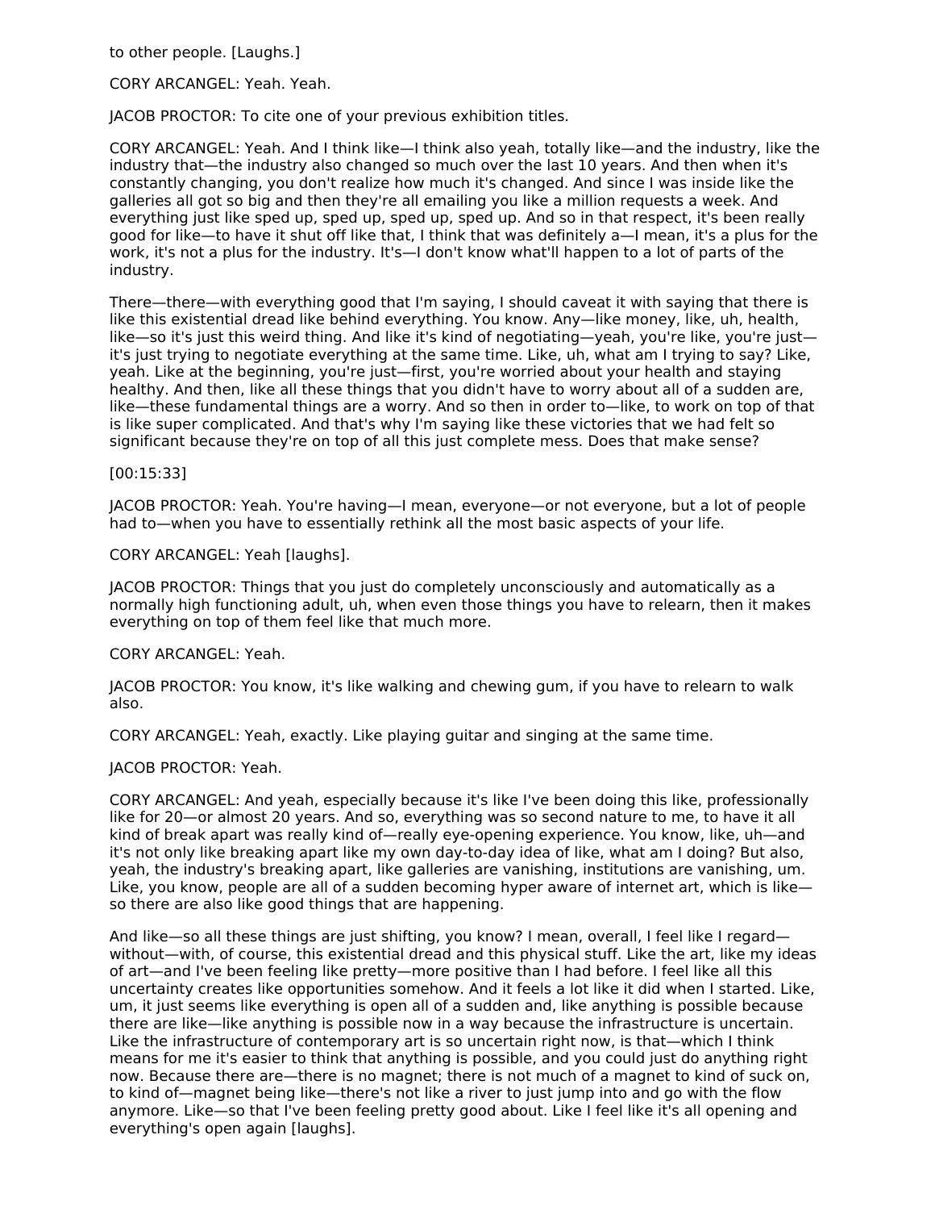to other people. [Laughs.]

CORY ARCANGEL: Yeah. Yeah.

JACOB PROCTOR: To cite one of your previous exhibition titles.

CORY ARCANGEL: Yeah. And I think like—I think also yeah, totally like—and the industry, like the industry that—the industry also changed so much over the last 10 years. And then when it's constantly changing, you don't realize how much it's changed. And since I was inside like the galleries all got so big and then they're all emailing you like a million requests a week. And everything just like sped up, sped up, sped up, sped up. And so in that respect, it's been really good for like—to have it shut off like that, I think that was definitely a—I mean, it's a plus for the work, it's not a plus for the industry. It's—I don't know what'll happen to a lot of parts of the industry.

There—there—with everything good that I'm saying, I should caveat it with saying that there is like this existential dread like behind everything. You know. Any—like money, like, uh, health, like—so it's just this weird thing. And like it's kind of negotiating—yeah, you're like, you're just—it's just trying to negotiate everything at the same time. Like, uh, what am I trying to say? Like, yeah. Like at the beginning, you're just—first, you're worried about your health and staying healthy. And then, like all these things that you didn't have to worry about all of a sudden are, like—these fundamental things are a worry. And so then in order to—like, to work on top of that is like super complicated. And that's why I'm saying like these victories that we had felt so significant because they're on top of all this just complete mess. Does that make sense?

[00:15:33]

JACOB PROCTOR: Yeah. You're having—I mean, everyone—or not everyone, but a lot of people had to—when you have to essentially rethink all the most basic aspects of your life.

CORY ARCANGEL: Yeah [laughs].

JACOB PROCTOR: Things that you just do completely unconsciously and automatically as a normally high functioning adult, uh, when even those things you have to relearn, then it makes everything on top of them feel like that much more.

CORY ARCANGEL: Yeah.

JACOB PROCTOR: You know, it's like walking and chewing gum, if you have to relearn to walk also.

CORY ARCANGEL: Yeah, exactly. Like playing guitar and singing at the same time.

JACOB PROCTOR: Yeah.

CORY ARCANGEL: And yeah, especially because it's like I've been doing this like, professionally like for 20—or almost 20 years. And so, everything was so second nature to me, to have it all kind of break apart was really kind of—really eye-opening experience. You know, like, uh—and it's not only like breaking apart like my own day-to-day idea of like, what am I doing? But also, yeah, the industry's breaking apart, like galleries are vanishing, institutions are vanishing, um. Like, you know, people are all of a sudden becoming hyper aware of internet art, which is like—so there are also like good things that are happening.

And like—so all these things are just shifting, you know? I mean, overall, I feel like I regard—without—with, of course, this existential dread and this physical stuff. Like the art, like my ideas of art—and I've been feeling like pretty—more positive than I had before. I feel like all this uncertainty creates like opportunities somehow. And it feels a lot like it did when I started. Like, um, it just seems like everything is open all of a sudden and, like anything is possible because there are like—like anything is possible now in a way because the infrastructure is uncertain. Like the infrastructure of contemporary art is so uncertain right now, is that—which I think means for me it's easier to think that anything is possible, and you could just do anything right now. Because there are—there is no magnet; there is not much of a magnet to kind of suck on, to kind of—magnet being like—there's not like a river to just jump into and go with the flow anymore. Like—so that I've been feeling pretty good about. Like I feel like it's all opening and everything's open again [laughs].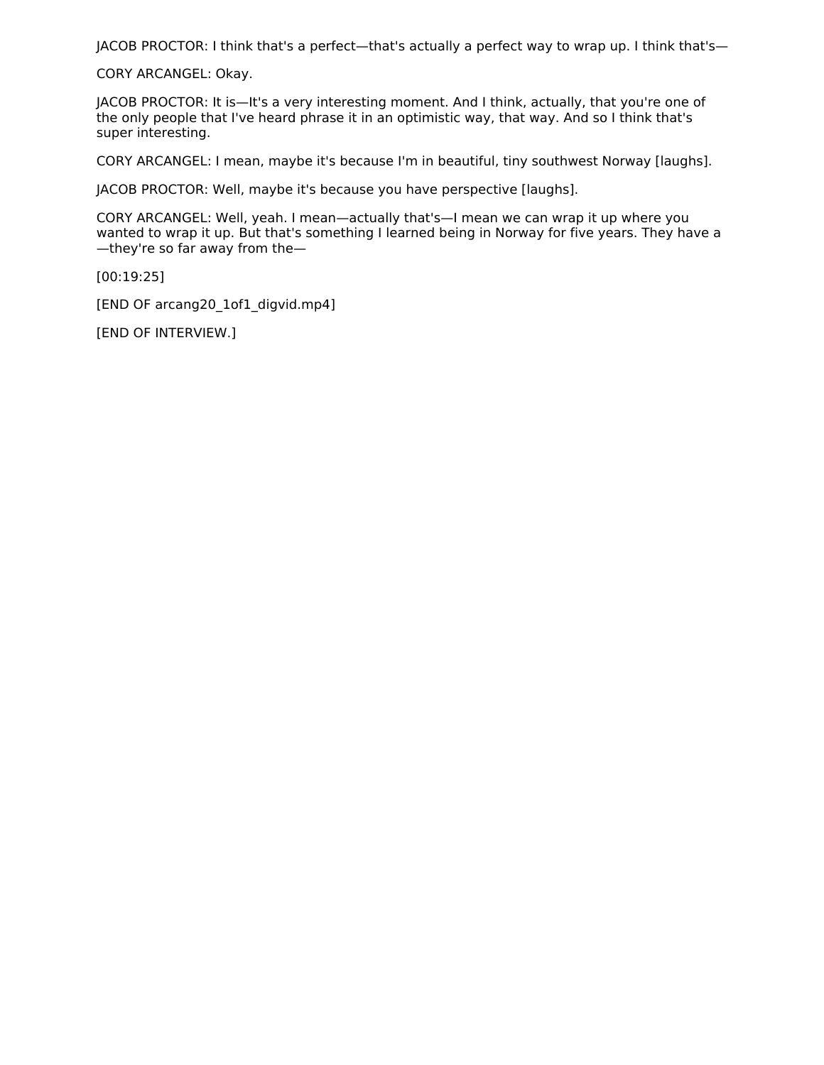JACOB PROCTOR: I think that's a perfect—that's actually a perfect way to wrap up. I think that's—

CORY ARCANGEL: Okay.

JACOB PROCTOR: It is—It's a very interesting moment. And I think, actually, that you're one of the only people that I've heard phrase it in an optimistic way, that way. And so I think that's super interesting.

CORY ARCANGEL: I mean, maybe it's because I'm in beautiful, tiny southwest Norway [laughs].

JACOB PROCTOR: Well, maybe it's because you have perspective [laughs].

CORY ARCANGEL: Well, yeah. I mean—actually that's—I mean we can wrap it up where you wanted to wrap it up. But that's something I learned being in Norway for five years. They have a—they're so far away from the—

[00:19:25]

[END OF arcang20_1of1_digvid.mp4]

[END OF INTERVIEW.]